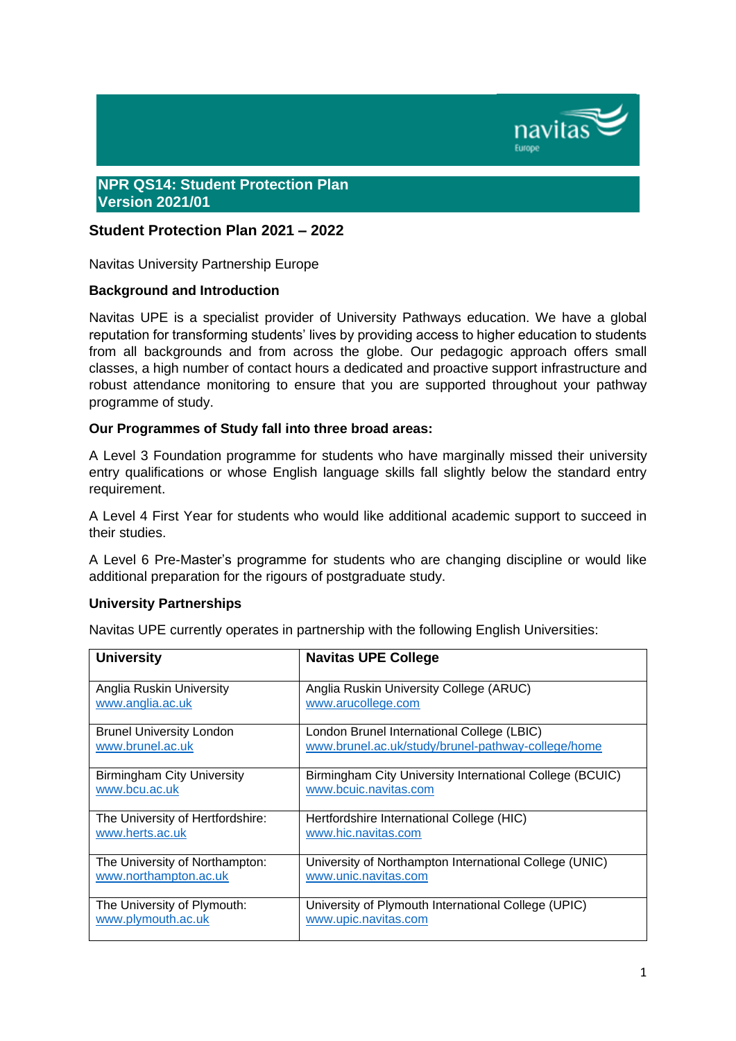**NPR QS14: Student Protection Plan**
**Version 2021/01**

## Student Protection Plan 2021 – 2022

Navitas University Partnership Europe

### Background and Introduction

Navitas UPE is a specialist provider of University Pathways education. We have a global reputation for transforming students' lives by providing access to higher education to students from all backgrounds and from across the globe. Our pedagogic approach offers small classes, a high number of contact hours a dedicated and proactive support infrastructure and robust attendance monitoring to ensure that you are supported throughout your pathway programme of study.

### Our Programmes of Study fall into three broad areas:

A Level 3 Foundation programme for students who have marginally missed their university entry qualifications or whose English language skills fall slightly below the standard entry requirement.

A Level 4 First Year for students who would like additional academic support to succeed in their studies.

A Level 6 Pre-Master's programme for students who are changing discipline or would like additional preparation for the rigours of postgraduate study.

### University Partnerships

Navitas UPE currently operates in partnership with the following English Universities:

| University | Navitas UPE College |
|---|---|
| Anglia Ruskin University www.anglia.ac.uk | Anglia Ruskin University College (ARUC) www.arucollege.com |
| Brunel University London www.brunel.ac.uk | London Brunel International College (LBIC) www.brunel.ac.uk/study/brunel-pathway-college/home |
| Birmingham City University www.bcu.ac.uk | Birmingham City University International College (BCUIC) www.bcuic.navitas.com |
| The University of Hertfordshire: www.herts.ac.uk | Hertfordshire International College (HIC) www.hic.navitas.com |
| The University of Northampton: www.northampton.ac.uk | University of Northampton International College (UNIC) www.unic.navitas.com |
| The University of Plymouth: www.plymouth.ac.uk | University of Plymouth International College (UPIC) www.upic.navitas.com |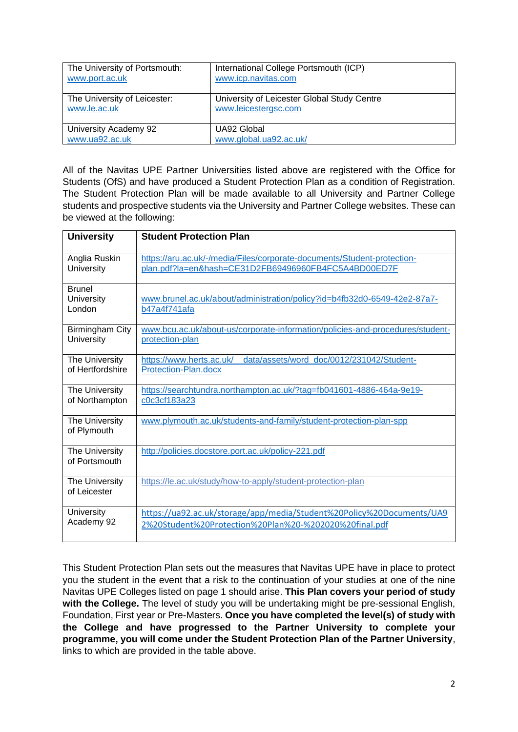| The University of Portsmouth: www.port.ac.uk | International College Portsmouth (ICP) www.icp.navitas.com |
|---|---|
| The University of Leicester: www.le.ac.uk | University of Leicester Global Study Centre www.leicestergsc.com |
| University Academy 92 www.ua92.ac.uk | UA92 Global www.global.ua92.ac.uk/ |

All of the Navitas UPE Partner Universities listed above are registered with the Office for Students (OfS) and have produced a Student Protection Plan as a condition of Registration. The Student Protection Plan will be made available to all University and Partner College students and prospective students via the University and Partner College websites. These can be viewed at the following:

| University | Student Protection Plan |
|---|---|
| Anglia Ruskin University | https://aru.ac.uk/-/media/Files/corporate-documents/Student-protection-plan.pdf?la=en&hash=CE31D2FB69496960FB4FC5A4BD00ED7F |
| Brunel University London | www.brunel.ac.uk/about/administration/policy?id=b4fb32d0-6549-42e2-87a7-b47a4f741afa |
| Birmingham City University | www.bcu.ac.uk/about-us/corporate-information/policies-and-procedures/student-protection-plan |
| The University of Hertfordshire | https://www.herts.ac.uk/__data/assets/word_doc/0012/231042/Student-Protection-Plan.docx |
| The University of Northampton | https://searchtundra.northampton.ac.uk/?tag=fb041601-4886-464a-9e19-c0c3cf183a23 |
| The University of Plymouth | www.plymouth.ac.uk/students-and-family/student-protection-plan-spp |
| The University of Portsmouth | http://policies.docstore.port.ac.uk/policy-221.pdf |
| The University of Leicester | https://le.ac.uk/study/how-to-apply/student-protection-plan |
| University Academy 92 | https://ua92.ac.uk/storage/app/media/Student%20Policy%20Documents/UA92%20Student%20Protection%20Plan%20-%202020%20final.pdf |

This Student Protection Plan sets out the measures that Navitas UPE have in place to protect you the student in the event that a risk to the continuation of your studies at one of the nine Navitas UPE Colleges listed on page 1 should arise. **This Plan covers your period of study with the College.** The level of study you will be undertaking might be pre-sessional English, Foundation, First year or Pre-Masters. **Once you have completed the level(s) of study with the College and have progressed to the Partner University to complete your programme, you will come under the Student Protection Plan of the Partner University**, links to which are provided in the table above.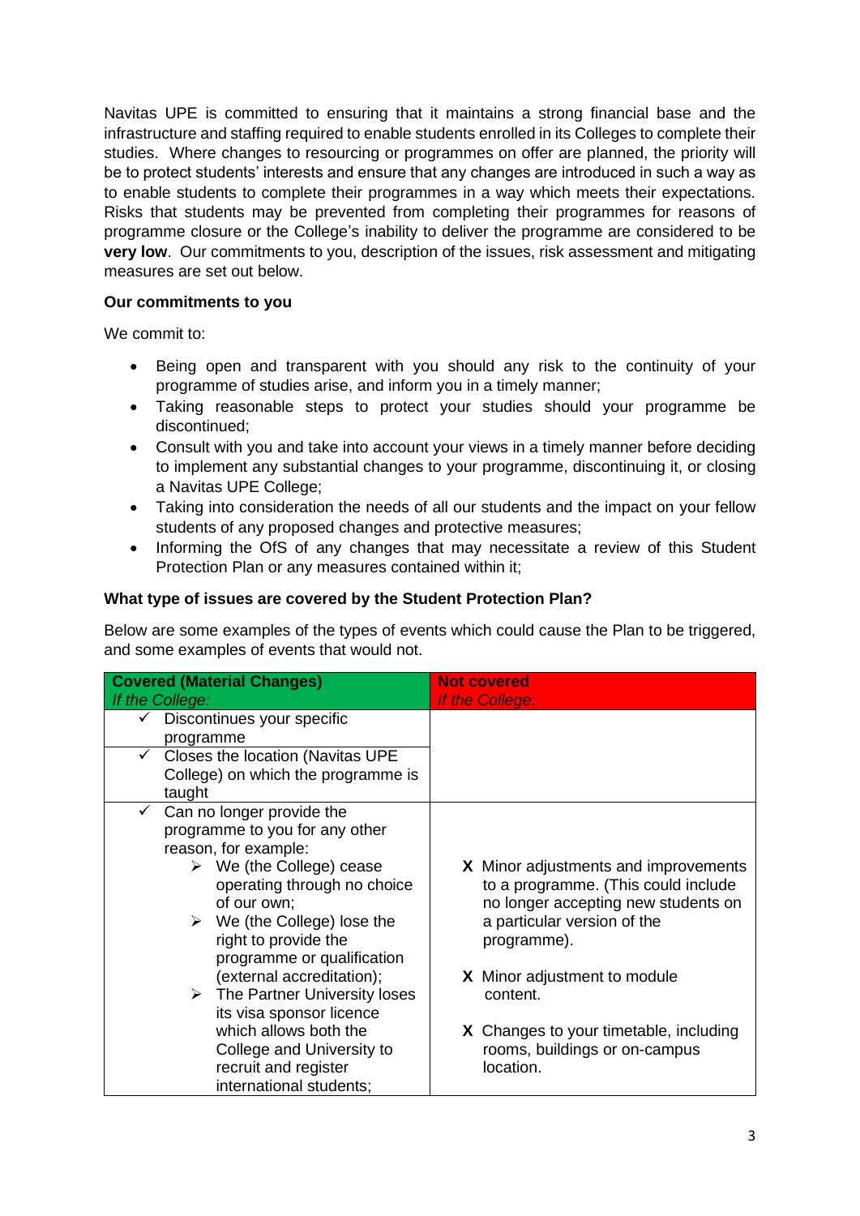Navitas UPE is committed to ensuring that it maintains a strong financial base and the infrastructure and staffing required to enable students enrolled in its Colleges to complete their studies. Where changes to resourcing or programmes on offer are planned, the priority will be to protect students' interests and ensure that any changes are introduced in such a way as to enable students to complete their programmes in a way which meets their expectations. Risks that students may be prevented from completing their programmes for reasons of programme closure or the College's inability to deliver the programme are considered to be **very low**. Our commitments to you, description of the issues, risk assessment and mitigating measures are set out below.

**Our commitments to you**

We commit to:

- Being open and transparent with you should any risk to the continuity of your programme of studies arise, and inform you in a timely manner;
- Taking reasonable steps to protect your studies should your programme be discontinued;
- Consult with you and take into account your views in a timely manner before deciding to implement any substantial changes to your programme, discontinuing it, or closing a Navitas UPE College;
- Taking into consideration the needs of all our students and the impact on your fellow students of any proposed changes and protective measures;
- Informing the OfS of any changes that may necessitate a review of this Student Protection Plan or any measures contained within it;

**What type of issues are covered by the Student Protection Plan?**

Below are some examples of the types of events which could cause the Plan to be triggered, and some examples of events that would not.

| **Covered (Material Changes)** *If the College:* | **Not covered** *If the College:* |
|---|---|
| ✓ Discontinues your specific programme<br>✓ Closes the location (Navitas UPE College) on which the programme is taught | |
| ✓ Can no longer provide the programme to you for any other reason, for example:<br>➢ We (the College) cease operating through no choice of our own;<br>➢ We (the College) lose the right to provide the programme or qualification (external accreditation);<br>➢ The Partner University loses its visa sponsor licence which allows both the College and University to recruit and register international students; | **X** Minor adjustments and improvements to a programme. (This could include no longer accepting new students on a particular version of the programme).<br><br>**X** Minor adjustment to module content.<br><br>**X** Changes to your timetable, including rooms, buildings or on-campus location. |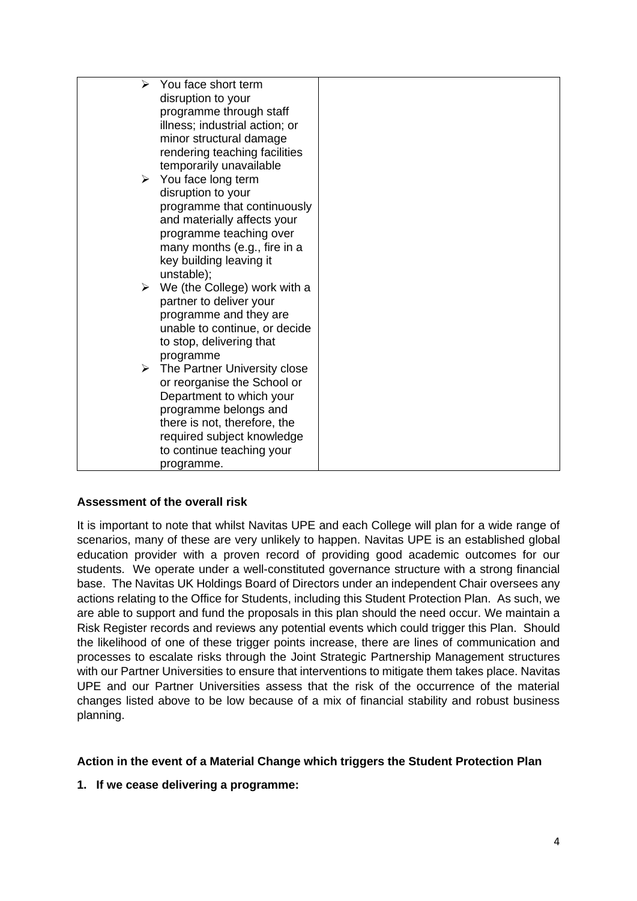| | |
|---|---|
| ➢ You face short term disruption to your programme through staff illness; industrial action; or minor structural damage rendering teaching facilities temporarily unavailable<br>➢ You face long term disruption to your programme that continuously and materially affects your programme teaching over many months (e.g., fire in a key building leaving it unstable);<br>➢ We (the College) work with a partner to deliver your programme and they are unable to continue, or decide to stop, delivering that programme<br>➢ The Partner University close or reorganise the School or Department to which your programme belongs and there is not, therefore, the required subject knowledge to continue teaching your programme. | |

**Assessment of the overall risk**

It is important to note that whilst Navitas UPE and each College will plan for a wide range of scenarios, many of these are very unlikely to happen. Navitas UPE is an established global education provider with a proven record of providing good academic outcomes for our students. We operate under a well-constituted governance structure with a strong financial base. The Navitas UK Holdings Board of Directors under an independent Chair oversees any actions relating to the Office for Students, including this Student Protection Plan. As such, we are able to support and fund the proposals in this plan should the need occur. We maintain a Risk Register records and reviews any potential events which could trigger this Plan. Should the likelihood of one of these trigger points increase, there are lines of communication and processes to escalate risks through the Joint Strategic Partnership Management structures with our Partner Universities to ensure that interventions to mitigate them takes place. Navitas UPE and our Partner Universities assess that the risk of the occurrence of the material changes listed above to be low because of a mix of financial stability and robust business planning.

**Action in the event of a Material Change which triggers the Student Protection Plan**

**1. If we cease delivering a programme:**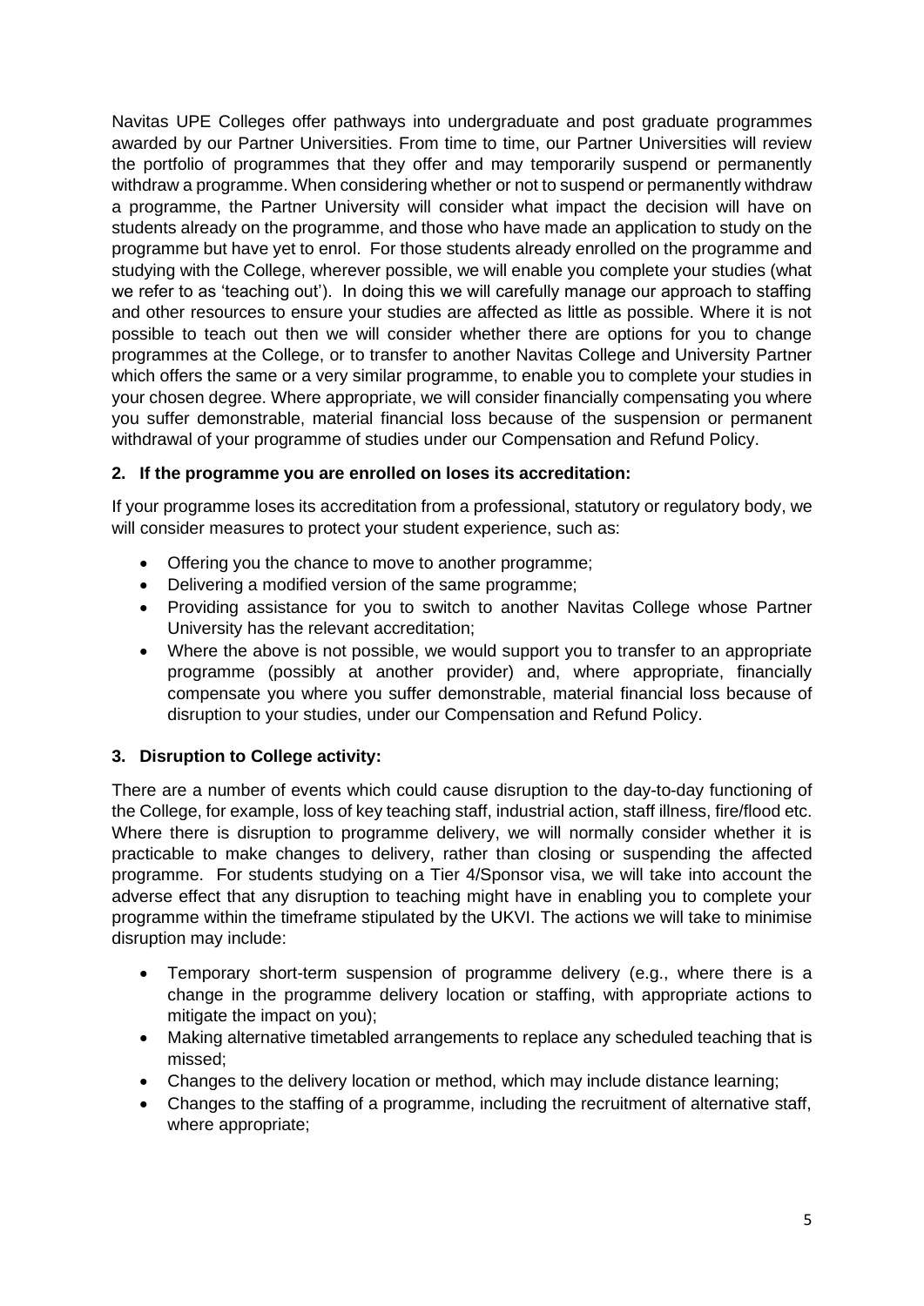Navitas UPE Colleges offer pathways into undergraduate and post graduate programmes awarded by our Partner Universities. From time to time, our Partner Universities will review the portfolio of programmes that they offer and may temporarily suspend or permanently withdraw a programme. When considering whether or not to suspend or permanently withdraw a programme, the Partner University will consider what impact the decision will have on students already on the programme, and those who have made an application to study on the programme but have yet to enrol. For those students already enrolled on the programme and studying with the College, wherever possible, we will enable you complete your studies (what we refer to as 'teaching out'). In doing this we will carefully manage our approach to staffing and other resources to ensure your studies are affected as little as possible. Where it is not possible to teach out then we will consider whether there are options for you to change programmes at the College, or to transfer to another Navitas College and University Partner which offers the same or a very similar programme, to enable you to complete your studies in your chosen degree. Where appropriate, we will consider financially compensating you where you suffer demonstrable, material financial loss because of the suspension or permanent withdrawal of your programme of studies under our Compensation and Refund Policy.

### 2. If the programme you are enrolled on loses its accreditation:

If your programme loses its accreditation from a professional, statutory or regulatory body, we will consider measures to protect your student experience, such as:

- Offering you the chance to move to another programme;
- Delivering a modified version of the same programme;
- Providing assistance for you to switch to another Navitas College whose Partner University has the relevant accreditation;
- Where the above is not possible, we would support you to transfer to an appropriate programme (possibly at another provider) and, where appropriate, financially compensate you where you suffer demonstrable, material financial loss because of disruption to your studies, under our Compensation and Refund Policy.

### 3. Disruption to College activity:

There are a number of events which could cause disruption to the day-to-day functioning of the College, for example, loss of key teaching staff, industrial action, staff illness, fire/flood etc. Where there is disruption to programme delivery, we will normally consider whether it is practicable to make changes to delivery, rather than closing or suspending the affected programme. For students studying on a Tier 4/Sponsor visa, we will take into account the adverse effect that any disruption to teaching might have in enabling you to complete your programme within the timeframe stipulated by the UKVI. The actions we will take to minimise disruption may include:

- Temporary short-term suspension of programme delivery (e.g., where there is a change in the programme delivery location or staffing, with appropriate actions to mitigate the impact on you);
- Making alternative timetabled arrangements to replace any scheduled teaching that is missed;
- Changes to the delivery location or method, which may include distance learning;
- Changes to the staffing of a programme, including the recruitment of alternative staff, where appropriate;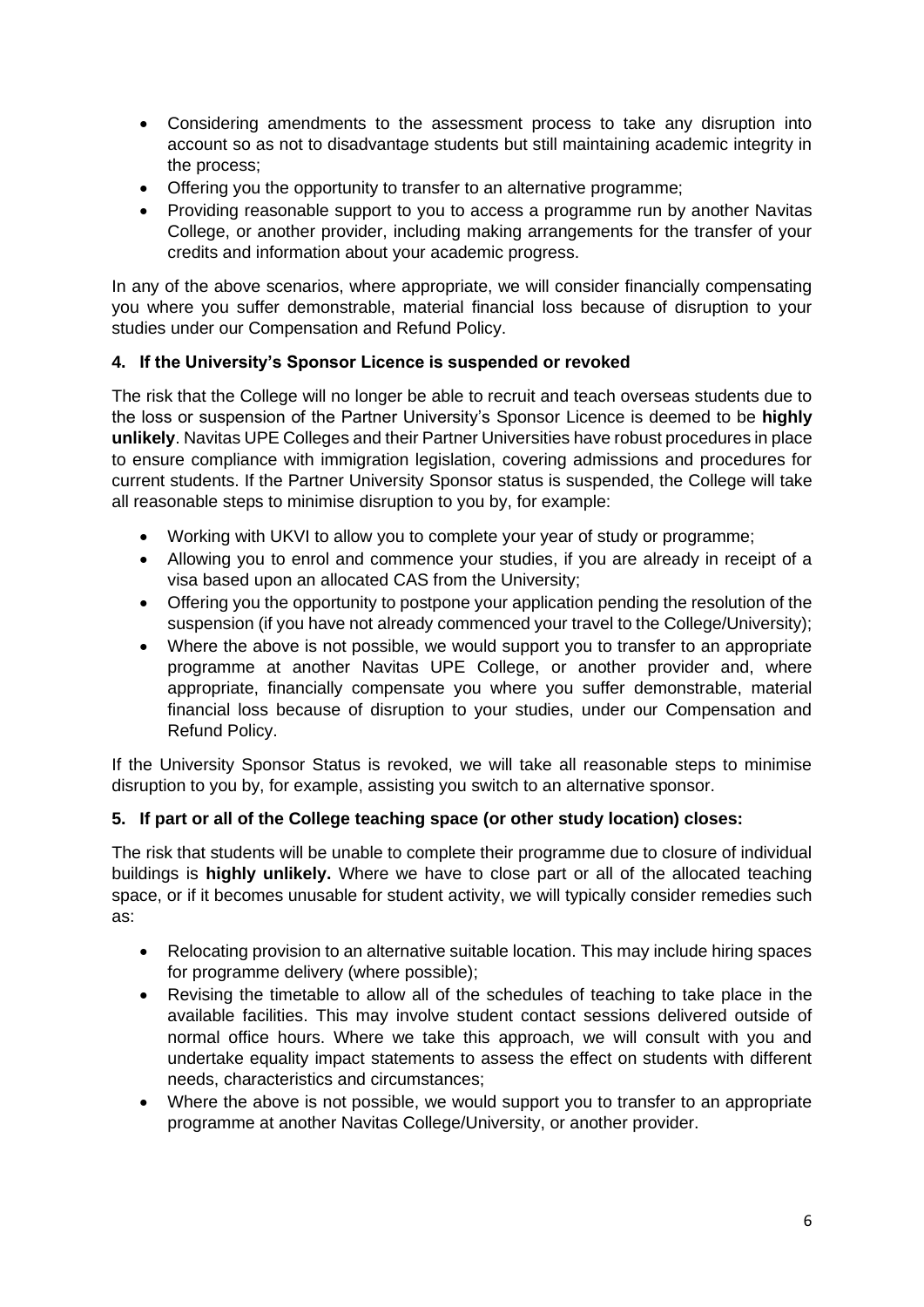- Considering amendments to the assessment process to take any disruption into account so as not to disadvantage students but still maintaining academic integrity in the process;
- Offering you the opportunity to transfer to an alternative programme;
- Providing reasonable support to you to access a programme run by another Navitas College, or another provider, including making arrangements for the transfer of your credits and information about your academic progress.

In any of the above scenarios, where appropriate, we will consider financially compensating you where you suffer demonstrable, material financial loss because of disruption to your studies under our Compensation and Refund Policy.

### 4. If the University's Sponsor Licence is suspended or revoked

The risk that the College will no longer be able to recruit and teach overseas students due to the loss or suspension of the Partner University's Sponsor Licence is deemed to be **highly unlikely**. Navitas UPE Colleges and their Partner Universities have robust procedures in place to ensure compliance with immigration legislation, covering admissions and procedures for current students. If the Partner University Sponsor status is suspended, the College will take all reasonable steps to minimise disruption to you by, for example:

- Working with UKVI to allow you to complete your year of study or programme;
- Allowing you to enrol and commence your studies, if you are already in receipt of a visa based upon an allocated CAS from the University;
- Offering you the opportunity to postpone your application pending the resolution of the suspension (if you have not already commenced your travel to the College/University);
- Where the above is not possible, we would support you to transfer to an appropriate programme at another Navitas UPE College, or another provider and, where appropriate, financially compensate you where you suffer demonstrable, material financial loss because of disruption to your studies, under our Compensation and Refund Policy.

If the University Sponsor Status is revoked, we will take all reasonable steps to minimise disruption to you by, for example, assisting you switch to an alternative sponsor.

### 5. If part or all of the College teaching space (or other study location) closes:

The risk that students will be unable to complete their programme due to closure of individual buildings is **highly unlikely.** Where we have to close part or all of the allocated teaching space, or if it becomes unusable for student activity, we will typically consider remedies such as:

- Relocating provision to an alternative suitable location. This may include hiring spaces for programme delivery (where possible);
- Revising the timetable to allow all of the schedules of teaching to take place in the available facilities. This may involve student contact sessions delivered outside of normal office hours. Where we take this approach, we will consult with you and undertake equality impact statements to assess the effect on students with different needs, characteristics and circumstances;
- Where the above is not possible, we would support you to transfer to an appropriate programme at another Navitas College/University, or another provider.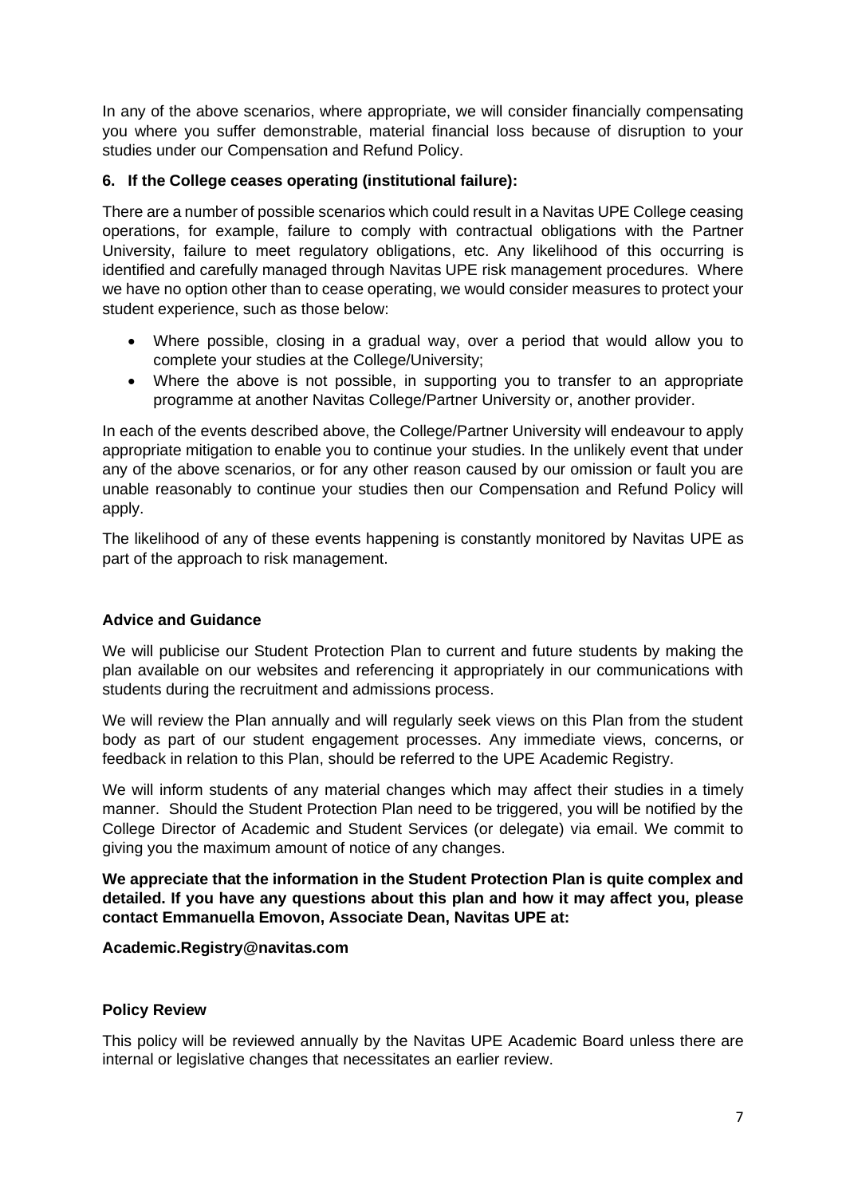In any of the above scenarios, where appropriate, we will consider financially compensating you where you suffer demonstrable, material financial loss because of disruption to your studies under our Compensation and Refund Policy.

**6. If the College ceases operating (institutional failure):**

There are a number of possible scenarios which could result in a Navitas UPE College ceasing operations, for example, failure to comply with contractual obligations with the Partner University, failure to meet regulatory obligations, etc. Any likelihood of this occurring is identified and carefully managed through Navitas UPE risk management procedures. Where we have no option other than to cease operating, we would consider measures to protect your student experience, such as those below:

- Where possible, closing in a gradual way, over a period that would allow you to complete your studies at the College/University;
- Where the above is not possible, in supporting you to transfer to an appropriate programme at another Navitas College/Partner University or, another provider.

In each of the events described above, the College/Partner University will endeavour to apply appropriate mitigation to enable you to continue your studies. In the unlikely event that under any of the above scenarios, or for any other reason caused by our omission or fault you are unable reasonably to continue your studies then our Compensation and Refund Policy will apply.

The likelihood of any of these events happening is constantly monitored by Navitas UPE as part of the approach to risk management.

### Advice and Guidance

We will publicise our Student Protection Plan to current and future students by making the plan available on our websites and referencing it appropriately in our communications with students during the recruitment and admissions process.

We will review the Plan annually and will regularly seek views on this Plan from the student body as part of our student engagement processes. Any immediate views, concerns, or feedback in relation to this Plan, should be referred to the UPE Academic Registry.

We will inform students of any material changes which may affect their studies in a timely manner. Should the Student Protection Plan need to be triggered, you will be notified by the College Director of Academic and Student Services (or delegate) via email. We commit to giving you the maximum amount of notice of any changes.

**We appreciate that the information in the Student Protection Plan is quite complex and detailed. If you have any questions about this plan and how it may affect you, please contact Emmanuella Emovon, Associate Dean, Navitas UPE at:**

**Academic.Registry@navitas.com**

### Policy Review

This policy will be reviewed annually by the Navitas UPE Academic Board unless there are internal or legislative changes that necessitates an earlier review.